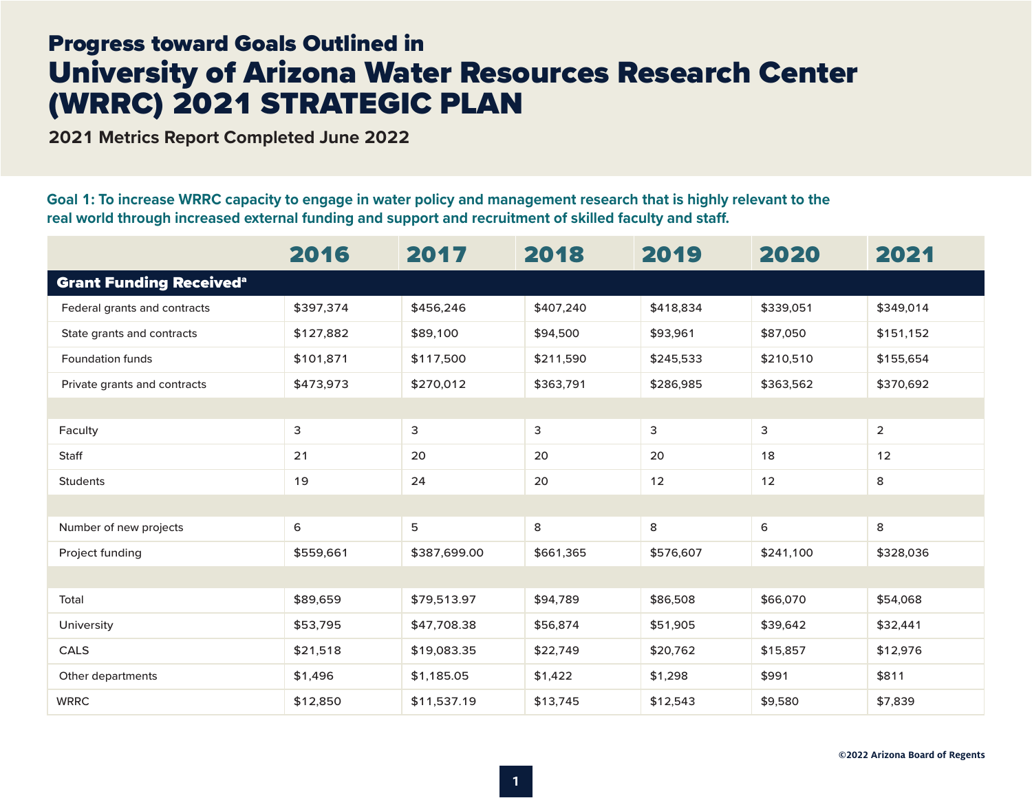# Progress toward Goals Outlined in University of Arizona Water Resources Research Center (WRRC) 2021 STRATEGIC PLAN

**2021 Metrics Report Completed June 2022**

**Goal 1: To increase WRRC capacity to engage in water policy and management research that is highly relevant to the real world through increased external funding and support and recruitment of skilled faculty and staff.**

| | 2016 | 2017 | 2018 | 2019 | 2020 | 2021 |
|---|---|---|---|---|---|---|
| **Grant Funding Received**[a] | | | | | | |
| Federal grants and contracts | $397,374 | $456,246 | $407,240 | $418,834 | $339,051 | $349,014 |
| State grants and contracts | $127,882 | $89,100 | $94,500 | $93,961 | $87,050 | $151,152 |
| Foundation funds | $101,871 | $117,500 | $211,590 | $245,533 | $210,510 | $155,654 |
| Private grants and contracts | $473,973 | $270,012 | $363,791 | $286,985 | $363,562 | $370,692 |
| | | | | | | |
| Faculty | 3 | 3 | 3 | 3 | 3 | 2 |
| Staff | 21 | 20 | 20 | 20 | 18 | 12 |
| Students | 19 | 24 | 20 | 12 | 12 | 8 |
| | | | | | | |
| Number of new projects | 6 | 5 | 8 | 8 | 6 | 8 |
| Project funding | $559,661 | $387,699.00 | $661,365 | $576,607 | $241,100 | $328,036 |
| | | | | | | |
| Total | $89,659 | $79,513.97 | $94,789 | $86,508 | $66,070 | $54,068 |
| University | $53,795 | $47,708.38 | $56,874 | $51,905 | $39,642 | $32,441 |
| CALS | $21,518 | $19,083.35 | $22,749 | $20,762 | $15,857 | $12,976 |
| Other departments | $1,496 | $1,185.05 | $1,422 | $1,298 | $991 | $811 |
| WRRC | $12,850 | $11,537.19 | $13,745 | $12,543 | $9,580 | $7,839 |

©2022 Arizona Board of Regents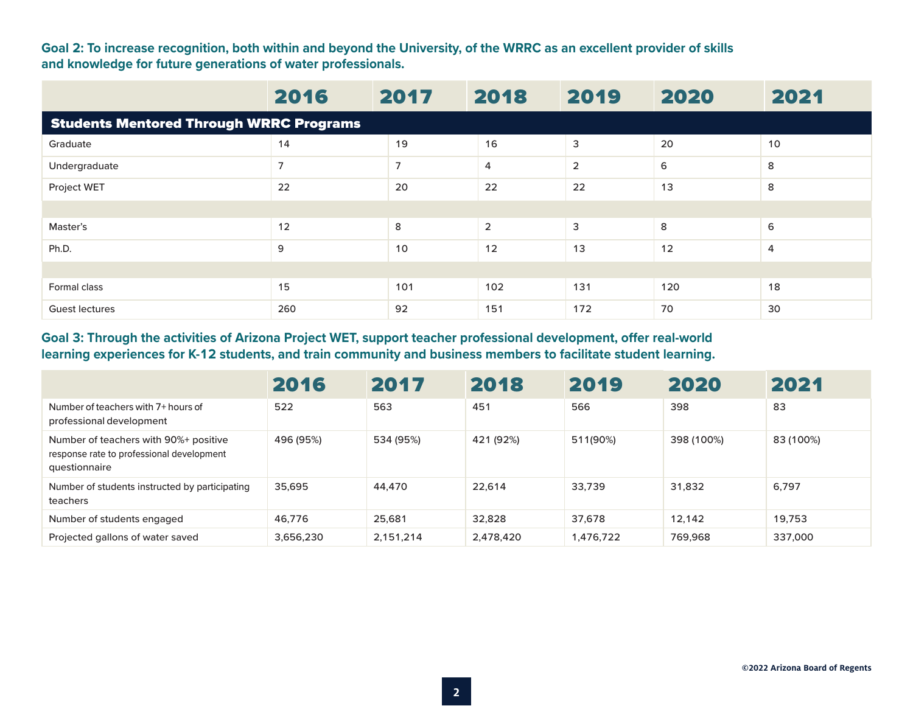**Goal 2: To increase recognition, both within and beyond the University, of the WRRC as an excellent provider of skills and knowledge for future generations of water professionals.**

| | 2016 | 2017 | 2018 | 2019 | 2020 | 2021 |
|---|---|---|---|---|---|---|
| **Students Mentored Through WRRC Programs** | | | | | | |
| Graduate | 14 | 19 | 16 | 3 | 20 | 10 |
| Undergraduate | 7 | 7 | 4 | 2 | 6 | 8 |
| Project WET | 22 | 20 | 22 | 22 | 13 | 8 |
| | | | | | | |
| Master's | 12 | 8 | 2 | 3 | 8 | 6 |
| Ph.D. | 9 | 10 | 12 | 13 | 12 | 4 |
| | | | | | | |
| Formal class | 15 | 101 | 102 | 131 | 120 | 18 |
| Guest lectures | 260 | 92 | 151 | 172 | 70 | 30 |

**Goal 3: Through the activities of Arizona Project WET, support teacher professional development, offer real-world learning experiences for K-12 students, and train community and business members to facilitate student learning.**

| | 2016 | 2017 | 2018 | 2019 | 2020 | 2021 |
|---|---|---|---|---|---|---|
| Number of teachers with 7+ hours of professional development | 522 | 563 | 451 | 566 | 398 | 83 |
| Number of teachers with 90%+ positive response rate to professional development questionnaire | 496 (95%) | 534 (95%) | 421 (92%) | 511(90%) | 398 (100%) | 83 (100%) |
| Number of students instructed by participating teachers | 35,695 | 44,470 | 22,614 | 33,739 | 31,832 | 6,797 |
| Number of students engaged | 46,776 | 25,681 | 32,828 | 37,678 | 12,142 | 19,753 |
| Projected gallons of water saved | 3,656,230 | 2,151,214 | 2,478,420 | 1,476,722 | 769,968 | 337,000 |

©2022 Arizona Board of Regents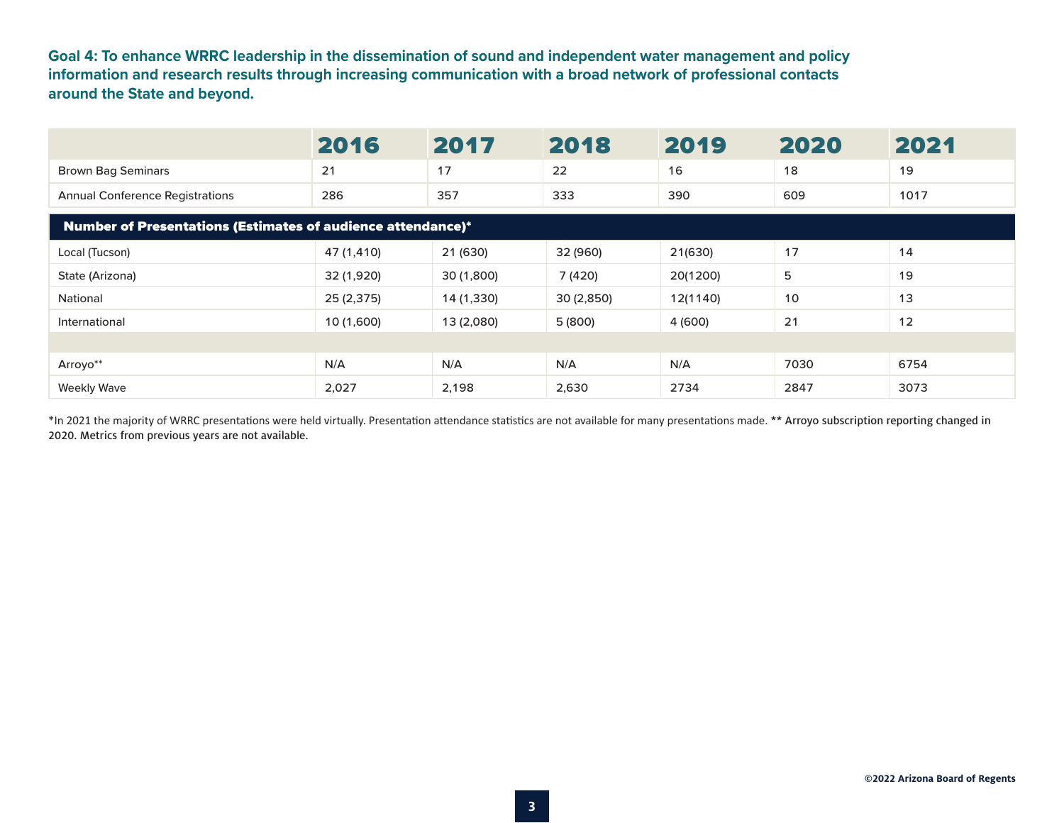**Goal 4: To enhance WRRC leadership in the dissemination of sound and independent water management and policy information and research results through increasing communication with a broad network of professional contacts around the State and beyond.**

| | 2016 | 2017 | 2018 | 2019 | 2020 | 2021 |
|---|---|---|---|---|---|---|
| Brown Bag Seminars | 21 | 17 | 22 | 16 | 18 | 19 |
| Annual Conference Registrations | 286 | 357 | 333 | 390 | 609 | 1017 |
| **Number of Presentations (Estimates of audience attendance)*** | | | | | | |
| Local (Tucson) | 47 (1,410) | 21 (630) | 32 (960) | 21(630) | 17 | 14 |
| State (Arizona) | 32 (1,920) | 30 (1,800) | 7 (420) | 20(1200) | 5 | 19 |
| National | 25 (2,375) | 14 (1,330) | 30 (2,850) | 12(1140) | 10 | 13 |
| International | 10 (1,600) | 13 (2,080) | 5 (800) | 4 (600) | 21 | 12 |
| | | | | | | |
| Arroyo** | N/A | N/A | N/A | N/A | 7030 | 6754 |
| Weekly Wave | 2,027 | 2,198 | 2,630 | 2734 | 2847 | 3073 |

*In 2021 the majority of WRRC presentations were held virtually. Presentation attendance statistics are not available for many presentations made. **Arroyo subscription reporting changed in 2020. Metrics from previous years are not available.**

©2022 Arizona Board of Regents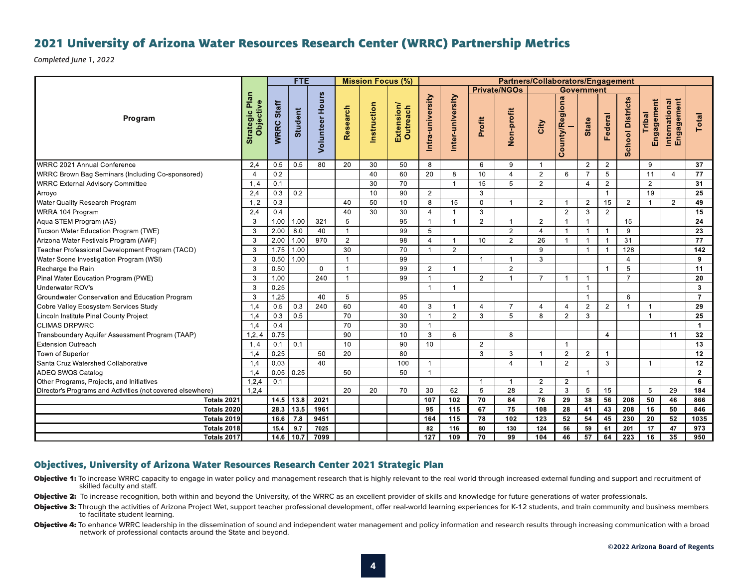## 2021 University of Arizona Water Resources Research Center (WRRC) Partnership Metrics

*Completed June 1, 2022*

| Program | Strategic Plan Objective | FTE | | | Mission Focus (%) | | | Partners/Collaborators/Engagement | | | | | | | | | | | |
|---|---|---|---|---|---|---|---|---|---|---|---|---|---|---|---|---|---|---|---|
| | | | | | | | | | | Private/NGOs | | Government | | | | | | | |
| | | WRRC Staff | Student | Volunteer Hours | Research | Instruction | Extension/ Outreach | Intra-university | Inter-university | Profit | Non-profit | City | County/Regional | State | Federal | School Districts | Tribal Engagement | International Engagement | Total |
| WRRC 2021 Annual Conference | 2,4 | 0.5 | 0.5 | 80 | 20 | 30 | 50 | 8 | | 6 | 9 | 1 | | 2 | 2 | | 9 | | **37** |
| WRRC Brown Bag Seminars (Including Co-sponsored) | 4 | 0.2 | | | | 40 | 60 | 20 | 8 | 10 | 4 | 2 | 6 | 7 | 5 | | 11 | 4 | **77** |
| WRRC External Advisory Committee | 1, 4 | 0.1 | | | | 30 | 70 | | 1 | 15 | 5 | 2 | | 4 | 2 | | 2 | | **31** |
| Arroyo | 2,4 | 0.3 | 0.2 | | | 10 | 90 | 2 | | 3 | | | | | 1 | | 19 | | **25** |
| Water Quality Research Program | 1, 2 | 0.3 | | | 40 | 50 | 10 | 8 | 15 | 0 | 1 | 2 | 1 | 2 | 15 | 2 | 1 | 2 | **49** |
| WRRA 104 Program | 2,4 | 0.4 | | | 40 | 30 | 30 | 4 | 1 | 3 | | | 2 | 3 | 2 | | | | **15** |
| Aqua STEM Program (AS) | 3 | 1.00 | 1.00 | 321 | 5 | | 95 | 1 | 1 | 2 | 1 | 2 | 1 | 1 | | 15 | | | **24** |
| Tucson Water Education Program (TWE) | 3 | 2.00 | 8.0 | 40 | 1 | | 99 | 5 | | | 2 | 4 | 1 | 1 | 1 | 9 | | | **23** |
| Arizona Water Festivals Program (AWF) | 3 | 2.00 | 1.00 | 970 | 2 | | 98 | 4 | 1 | 10 | 2 | 26 | 1 | 1 | 1 | 31 | | | **77** |
| Teacher Professional Development Program (TACD) | 3 | 1.75 | 1.00 | | 30 | | 70 | 1 | 2 | | | 9 | | 1 | 1 | 128 | | | **142** |
| Water Scene Investigation Program (WSI) | 3 | 0.50 | 1.00 | | 1 | | 99 | | | 1 | 1 | 3 | | | | 4 | | | **9** |
| Recharge the Rain | 3 | 0.50 | | 0 | 1 | | 99 | 2 | 1 | | 2 | | | | 1 | 5 | | | **11** |
| Pinal Water Education Program (PWE) | 3 | 1.00 | | 240 | 1 | | 99 | 1 | | 2 | 1 | 7 | 1 | 1 | | 7 | | | **20** |
| Underwater ROV's | 3 | 0.25 | | | | | | 1 | 1 | | | | | 1 | | | | | **3** |
| Groundwater Conservation and Education Program | 3 | 1.25 | | 40 | 5 | | 95 | | | | | | | 1 | | 6 | | | **7** |
| Cobre Valley Ecosystem Services Study | 1,4 | 0.5 | 0.3 | 240 | 60 | | 40 | 3 | 1 | 4 | 7 | 4 | 4 | 2 | 2 | 1 | 1 | | **29** |
| Lincoln Institute Pinal County Project | 1,4 | 0.3 | 0.5 | | 70 | | 30 | 1 | 2 | 3 | 5 | 8 | 2 | 3 | | | 1 | | **25** |
| CLIMAS DRPWRC | 1,4 | 0.4 | | | 70 | | 30 | 1 | | | | | | | | | | | **1** |
| Transboundary Aquifer Assessment Program (TAAP) | 1,2, 4 | 0.75 | | | 90 | | 10 | 3 | 6 | | 8 | | | | 4 | | | 11 | **32** |
| Extension Outreach | 1, 4 | 0.1 | 0.1 | | 10 | | 90 | 10 | | 2 | | | 1 | | | | | | **13** |
| Town of Superior | 1,4 | 0.25 | | 50 | 20 | | 80 | | | 3 | 3 | 1 | 2 | 2 | 1 | | | | **12** |
| Santa Cruz Watershed Collaborative | 1,4 | 0.03 | | 40 | | | 100 | 1 | | | 4 | 1 | 2 | | 3 | | 1 | | **12** |
| ADEQ SWQS Catalog | 1,4 | 0.05 | 0.25 | | 50 | | 50 | 1 | | | | | | 1 | | | | | **2** |
| Other Programs, Projects, and Initiatives | 1,2,4 | 0.1 | | | | | | | | 1 | 1 | 2 | 2 | | | | | | **6** |
| Director's Programs and Activities (not covered elsewhere) | 1,2,4 | | | | 20 | 20 | 70 | 30 | 62 | 5 | 28 | 2 | 3 | 5 | 15 | | 5 | 29 | **184** |
| **Totals 2021** | | **14.5** | **13.8** | **2021** | | | | **107** | **102** | **70** | **84** | **76** | **29** | **38** | **56** | **208** | **50** | **46** | **866** |
| **Totals 2020** | | **28.3** | **13.5** | **1961** | | | | **95** | **115** | **67** | **75** | **108** | **28** | **41** | **43** | **208** | **16** | **50** | **846** |
| **Totals 2019** | | **16.6** | **7.8** | **9451** | | | | **164** | **115** | **78** | **102** | **123** | **52** | **54** | **45** | **230** | **20** | **52** | **1035** |
| **Totals 2018** | | **15.4** | **9.7** | **7025** | | | | **82** | **116** | **80** | **130** | **124** | **56** | **59** | **61** | **201** | **17** | **47** | **973** |
| **Totals 2017** | | **14.6** | **10.7** | **7099** | | | | **127** | **109** | **70** | **99** | **104** | **46** | **57** | **64** | **223** | **16** | **35** | **950** |

## Objectives, University of Arizona Water Resources Research Center 2021 Strategic Plan

**Objective 1:** To increase WRRC capacity to engage in water policy and management research that is highly relevant to the real world through increased external funding and support and recruitment of skilled faculty and staff.

**Objective 2:** To increase recognition, both within and beyond the University, of the WRRC as an excellent provider of skills and knowledge for future generations of water professionals.

**Objective 3:** Through the activities of Arizona Project Wet, support teacher professional development, offer real-world learning experiences for K-12 students, and train community and business members to facilitate student learning.

**Objective 4:** To enhance WRRC leadership in the dissemination of sound and independent water management and policy information and research results through increasing communication with a broad network of professional contacts around the State and beyond.

©2022 Arizona Board of Regents